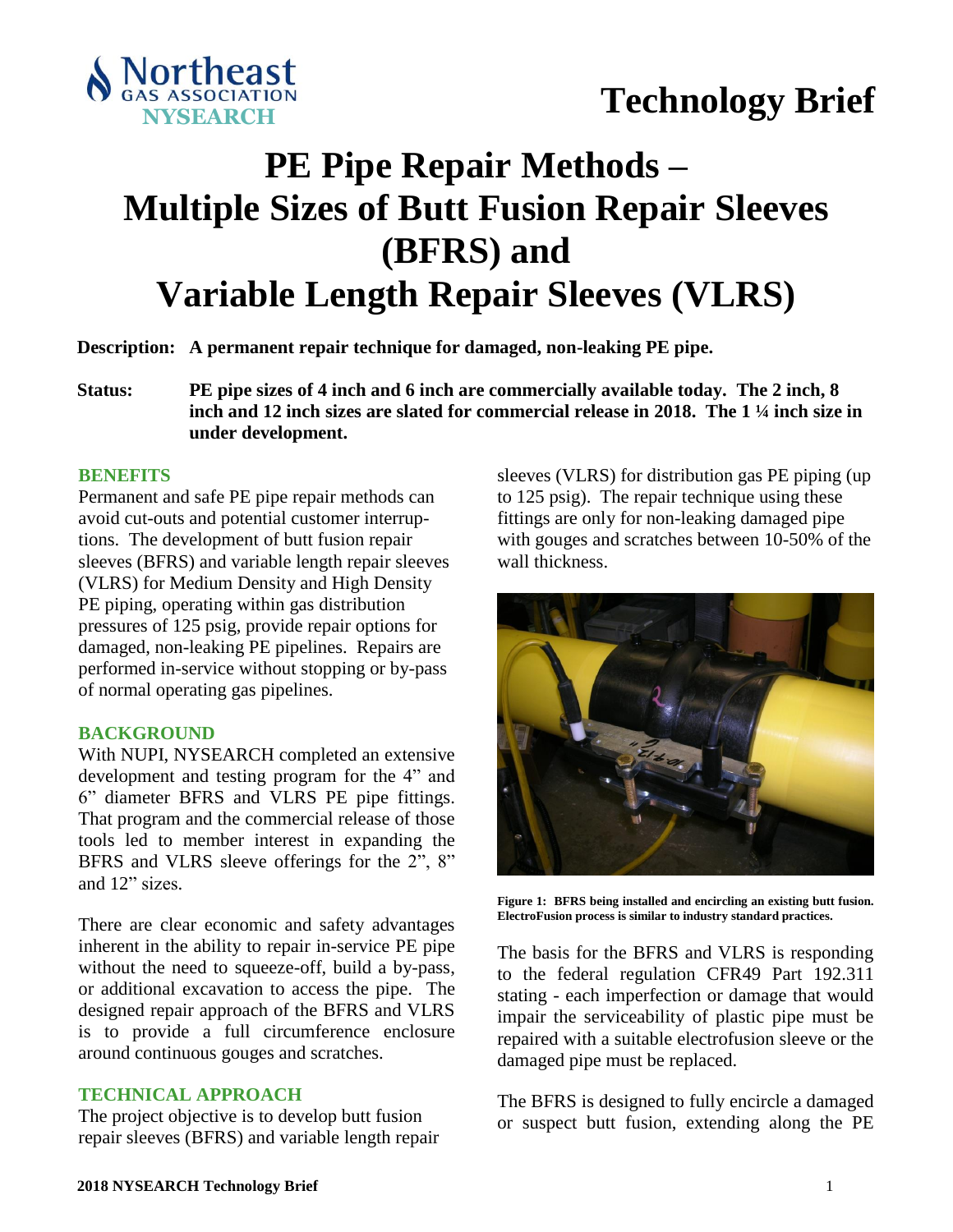Northeast GAS ASSOCIATION NYSEARCH

# Technology Brief

# PE Pipe Repair Methods – Multiple Sizes of Butt Fusion Repair Sleeves (BFRS) and Variable Length Repair Sleeves (VLRS)

**Description: A permanent repair technique for damaged, non-leaking PE pipe.**

**Status: PE pipe sizes of 4 inch and 6 inch are commercially available today. The 2 inch, 8 inch and 12 inch sizes are slated for commercial release in 2018. The 1 ¼ inch size in under development.**

## BENEFITS

Permanent and safe PE pipe repair methods can avoid cut-outs and potential customer interruptions. The development of butt fusion repair sleeves (BFRS) and variable length repair sleeves (VLRS) for Medium Density and High Density PE piping, operating within gas distribution pressures of 125 psig, provide repair options for damaged, non-leaking PE pipelines. Repairs are performed in-service without stopping or by-pass of normal operating gas pipelines.

## BACKGROUND

With NUPI, NYSEARCH completed an extensive development and testing program for the 4" and 6" diameter BFRS and VLRS PE pipe fittings. That program and the commercial release of those tools led to member interest in expanding the BFRS and VLRS sleeve offerings for the 2", 8" and 12" sizes.

There are clear economic and safety advantages inherent in the ability to repair in-service PE pipe without the need to squeeze-off, build a by-pass, or additional excavation to access the pipe. The designed repair approach of the BFRS and VLRS is to provide a full circumference enclosure around continuous gouges and scratches.

## TECHNICAL APPROACH

The project objective is to develop butt fusion repair sleeves (BFRS) and variable length repair sleeves (VLRS) for distribution gas PE piping (up to 125 psig). The repair technique using these fittings are only for non-leaking damaged pipe with gouges and scratches between 10-50% of the wall thickness.

**Figure 1: BFRS being installed and encircling an existing butt fusion. ElectroFusion process is similar to industry standard practices.**

The basis for the BFRS and VLRS is responding to the federal regulation CFR49 Part 192.311 stating - each imperfection or damage that would impair the serviceability of plastic pipe must be repaired with a suitable electrofusion sleeve or the damaged pipe must be replaced.

The BFRS is designed to fully encircle a damaged or suspect butt fusion, extending along the PE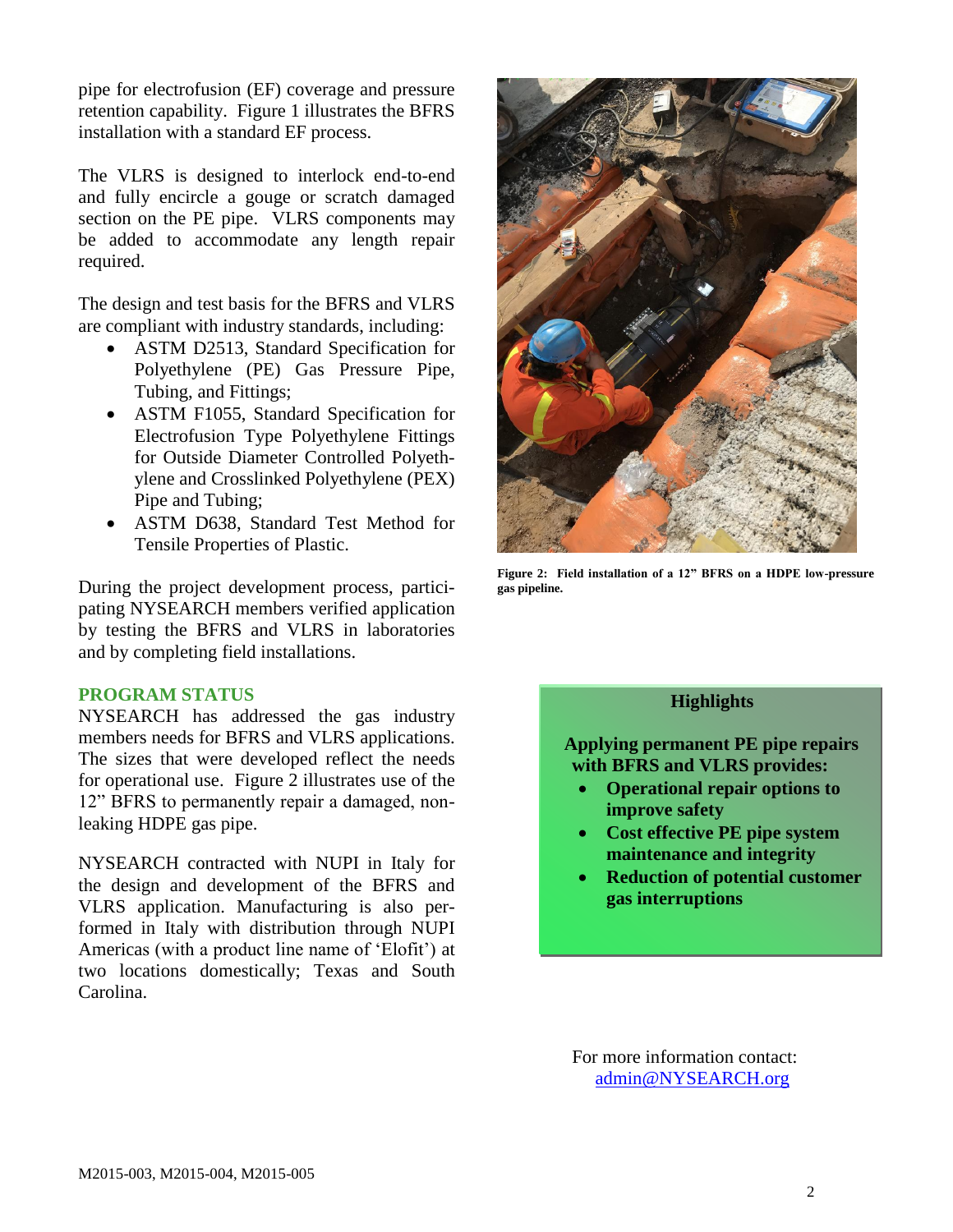pipe for electrofusion (EF) coverage and pressure retention capability. Figure 1 illustrates the BFRS installation with a standard EF process.

The VLRS is designed to interlock end-to-end and fully encircle a gouge or scratch damaged section on the PE pipe. VLRS components may be added to accommodate any length repair required.

The design and test basis for the BFRS and VLRS are compliant with industry standards, including:

- ASTM D2513, Standard Specification for Polyethylene (PE) Gas Pressure Pipe, Tubing, and Fittings;
- ASTM F1055, Standard Specification for Electrofusion Type Polyethylene Fittings for Outside Diameter Controlled Polyethylene and Crosslinked Polyethylene (PEX) Pipe and Tubing;
- ASTM D638, Standard Test Method for Tensile Properties of Plastic.

During the project development process, participating NYSEARCH members verified application by testing the BFRS and VLRS in laboratories and by completing field installations.

## PROGRAM STATUS

NYSEARCH has addressed the gas industry members needs for BFRS and VLRS applications. The sizes that were developed reflect the needs for operational use. Figure 2 illustrates use of the 12" BFRS to permanently repair a damaged, non-leaking HDPE gas pipe.

NYSEARCH contracted with NUPI in Italy for the design and development of the BFRS and VLRS application. Manufacturing is also performed in Italy with distribution through NUPI Americas (with a product line name of 'Elofit') at two locations domestically; Texas and South Carolina.

**Figure 2: Field installation of a 12" BFRS on a HDPE low-pressure gas pipeline.**

**Highlights**

**Applying permanent PE pipe repairs with BFRS and VLRS provides:**

- **Operational repair options to improve safety**
- **Cost effective PE pipe system maintenance and integrity**
- **Reduction of potential customer gas interruptions**

For more information contact:
admin@NYSEARCH.org

M2015-003, M2015-004, M2015-005